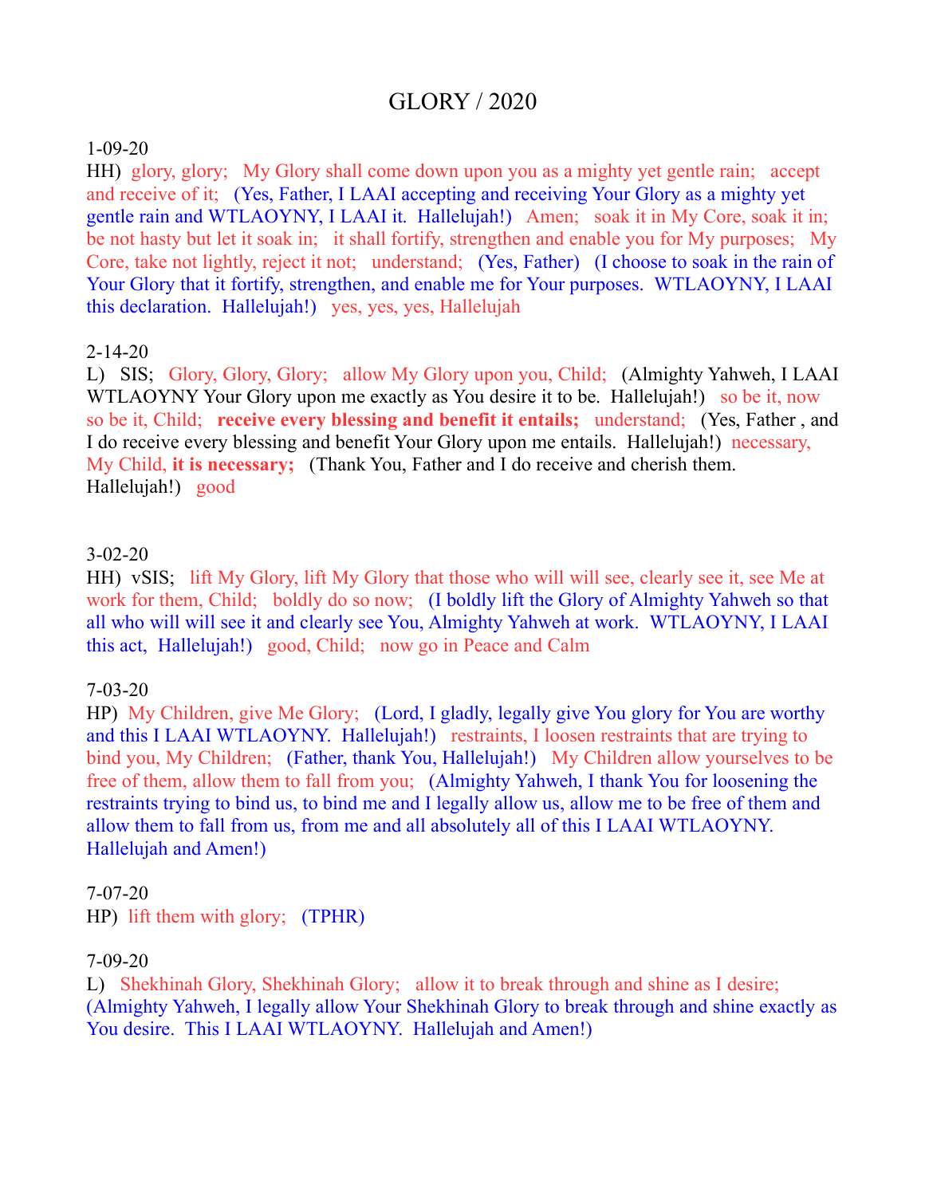# GLORY / 2020

1-09-20
HH) glory, glory; My Glory shall come down upon you as a mighty yet gentle rain; accept and receive of it; (Yes, Father, I LAAI accepting and receiving Your Glory as a mighty yet gentle rain and WTLAOYNY, I LAAI it. Hallelujah!) Amen; soak it in My Core, soak it in; be not hasty but let it soak in; it shall fortify, strengthen and enable you for My purposes; My Core, take not lightly, reject it not; understand; (Yes, Father) (I choose to soak in the rain of Your Glory that it fortify, strengthen, and enable me for Your purposes. WTLAOYNY, I LAAI this declaration. Hallelujah!) yes, yes, yes, Hallelujah

2-14-20
L) SIS; Glory, Glory, Glory; allow My Glory upon you, Child; (Almighty Yahweh, I LAAI WTLAOYNY Your Glory upon me exactly as You desire it to be. Hallelujah!) so be it, now so be it, Child; **receive every blessing and benefit it entails;** understand; (Yes, Father , and I do receive every blessing and benefit Your Glory upon me entails. Hallelujah!) necessary, My Child, **it is necessary;** (Thank You, Father and I do receive and cherish them. Hallelujah!) good

3-02-20
HH) vSIS; lift My Glory, lift My Glory that those who will will see, clearly see it, see Me at work for them, Child; boldly do so now; (I boldly lift the Glory of Almighty Yahweh so that all who will will see it and clearly see You, Almighty Yahweh at work. WTLAOYNY, I LAAI this act, Hallelujah!) good, Child; now go in Peace and Calm

7-03-20
HP) My Children, give Me Glory; (Lord, I gladly, legally give You glory for You are worthy and this I LAAI WTLAOYNY. Hallelujah!) restraints, I loosen restraints that are trying to bind you, My Children; (Father, thank You, Hallelujah!) My Children allow yourselves to be free of them, allow them to fall from you; (Almighty Yahweh, I thank You for loosening the restraints trying to bind us, to bind me and I legally allow us, allow me to be free of them and allow them to fall from us, from me and all absolutely all of this I LAAI WTLAOYNY. Hallelujah and Amen!)

7-07-20
HP) lift them with glory; (TPHR)

7-09-20
L) Shekhinah Glory, Shekhinah Glory; allow it to break through and shine as I desire; (Almighty Yahweh, I legally allow Your Shekhinah Glory to break through and shine exactly as You desire. This I LAAI WTLAOYNY. Hallelujah and Amen!)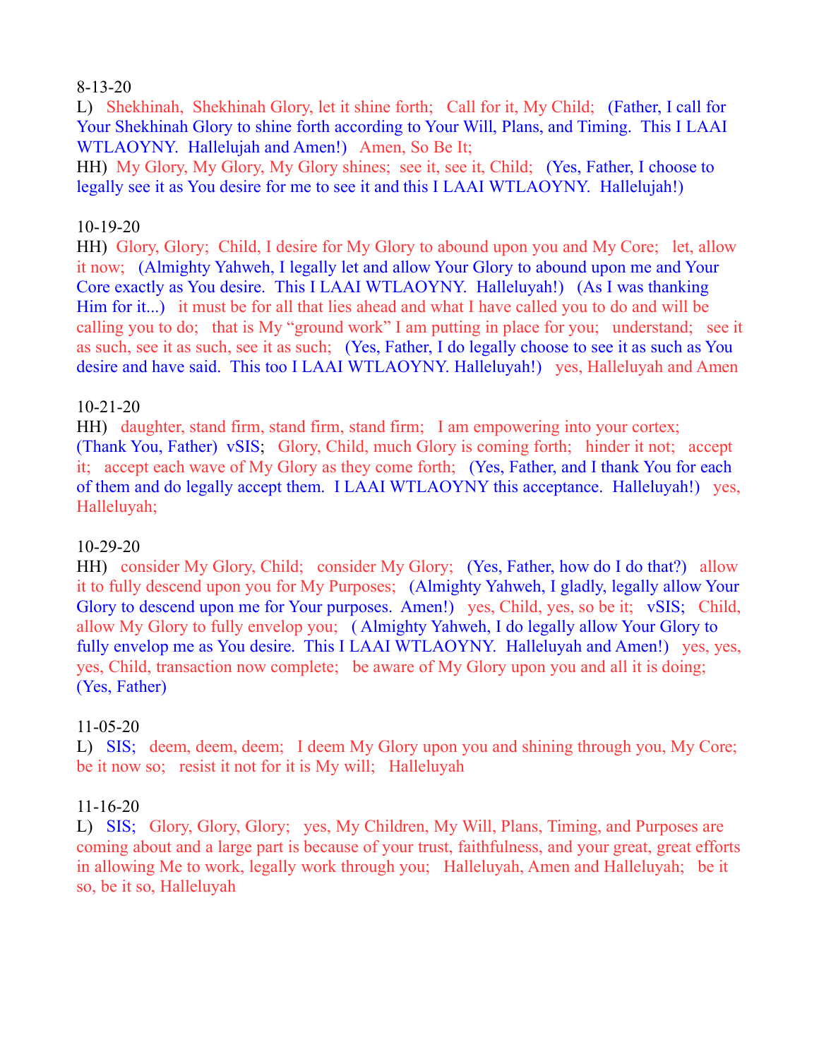8-13-20

L) Shekhinah, Shekhinah Glory, let it shine forth; Call for it, My Child; (Father, I call for Your Shekhinah Glory to shine forth according to Your Will, Plans, and Timing. This I LAAI WTLAOYNY. Hallelujah and Amen!) Amen, So Be It;

HH) My Glory, My Glory, My Glory shines; see it, see it, Child; (Yes, Father, I choose to legally see it as You desire for me to see it and this I LAAI WTLAOYNY. Hallelujah!)

10-19-20

HH) Glory, Glory; Child, I desire for My Glory to abound upon you and My Core; let, allow it now; (Almighty Yahweh, I legally let and allow Your Glory to abound upon me and Your Core exactly as You desire. This I LAAI WTLAOYNY. Halleluyah!) (As I was thanking Him for it...) it must be for all that lies ahead and what I have called you to do and will be calling you to do; that is My "ground work" I am putting in place for you; understand; see it as such, see it as such, see it as such; (Yes, Father, I do legally choose to see it as such as You desire and have said. This too I LAAI WTLAOYNY. Halleluyah!) yes, Halleluyah and Amen

10-21-20

HH) daughter, stand firm, stand firm, stand firm; I am empowering into your cortex; (Thank You, Father) vSIS; Glory, Child, much Glory is coming forth; hinder it not; accept it; accept each wave of My Glory as they come forth; (Yes, Father, and I thank You for each of them and do legally accept them. I LAAI WTLAOYNY this acceptance. Halleluyah!) yes, Halleluyah;

10-29-20

HH) consider My Glory, Child; consider My Glory; (Yes, Father, how do I do that?) allow it to fully descend upon you for My Purposes; (Almighty Yahweh, I gladly, legally allow Your Glory to descend upon me for Your purposes. Amen!) yes, Child, yes, so be it; vSIS; Child, allow My Glory to fully envelop you; ( Almighty Yahweh, I do legally allow Your Glory to fully envelop me as You desire. This I LAAI WTLAOYNY. Halleluyah and Amen!) yes, yes, yes, Child, transaction now complete; be aware of My Glory upon you and all it is doing; (Yes, Father)

11-05-20

L) SIS; deem, deem, deem; I deem My Glory upon you and shining through you, My Core; be it now so; resist it not for it is My will; Halleluyah

11-16-20

L) SIS; Glory, Glory, Glory; yes, My Children, My Will, Plans, Timing, and Purposes are coming about and a large part is because of your trust, faithfulness, and your great, great efforts in allowing Me to work, legally work through you; Halleluyah, Amen and Halleluyah; be it so, be it so, Halleluyah